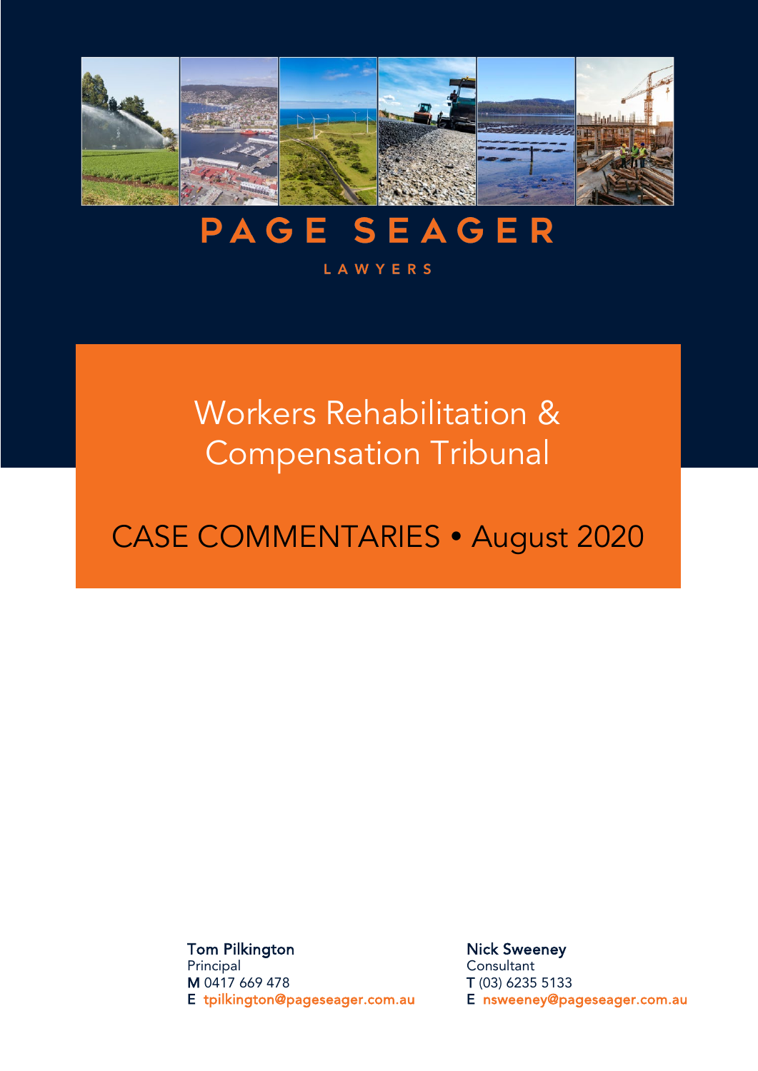# PAGE SEAGER

LAWYERS

## Workers Rehabilitation & Compensation Tribunal

## CASE COMMENTARIES • August 2020

**Tom Pilkington**
Principal
M 0417 669 478
E tpilkington@pageseager.com.au

**Nick Sweeney**
Consultant
T (03) 6235 5133
E nsweeney@pageseager.com.au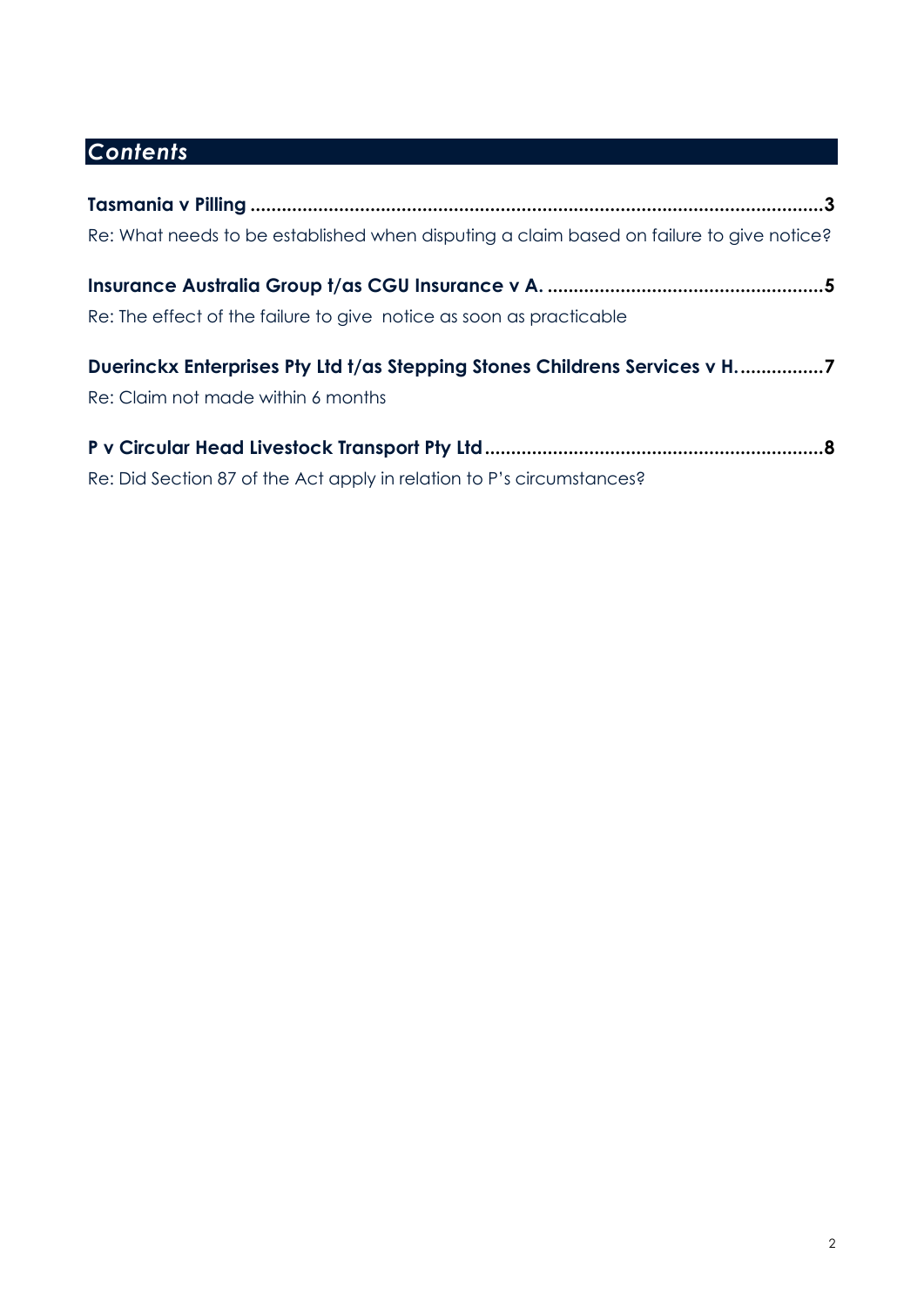## *Contents*

**Tasmania v Pilling ............................................................................................................3**

Re: What needs to be established when disputing a claim based on failure to give notice?

**Insurance Australia Group t/as CGU Insurance v A. ....................................................5**

Re: The effect of the failure to give notice as soon as practicable

**Duerinckx Enterprises Pty Ltd t/as Stepping Stones Childrens Services v H. ................7**

Re: Claim not made within 6 months

**P v Circular Head Livestock Transport Pty Ltd ................................................................8**

Re: Did Section 87 of the Act apply in relation to P's circumstances?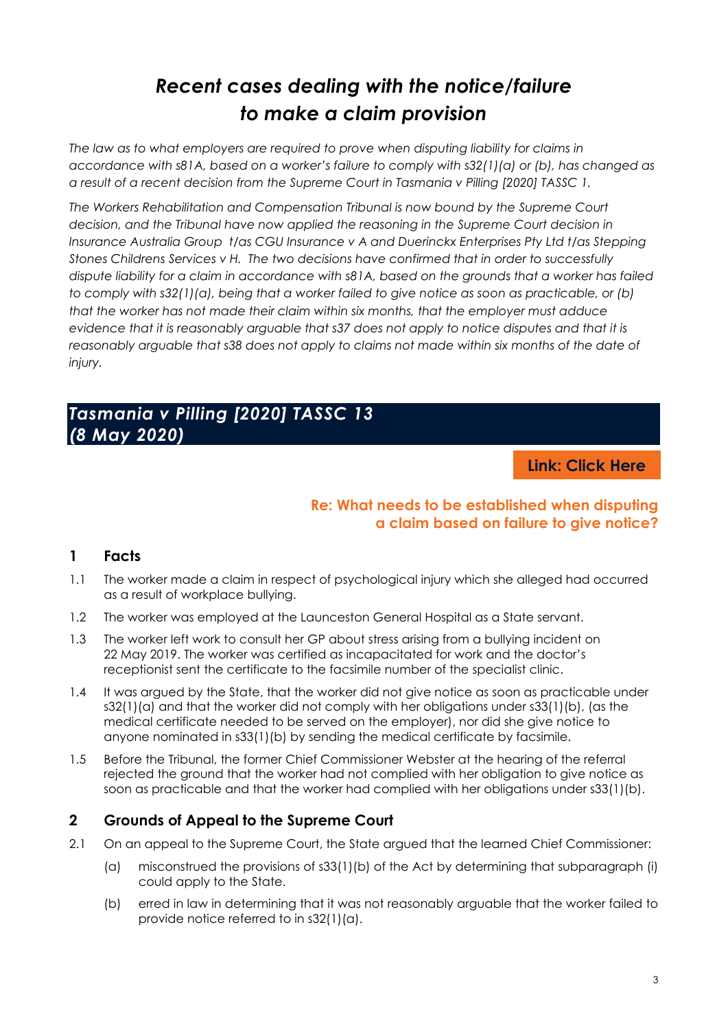# *Recent cases dealing with the notice/failure to make a claim provision*

*The law as to what employers are required to prove when disputing liability for claims in accordance with s81A, based on a worker's failure to comply with s32(1)(a) or (b), has changed as a result of a recent decision from the Supreme Court in Tasmania v Pilling [2020] TASSC 1.*

*The Workers Rehabilitation and Compensation Tribunal is now bound by the Supreme Court decision, and the Tribunal have now applied the reasoning in the Supreme Court decision in Insurance Australia Group t/as CGU Insurance v A and Duerinckx Enterprises Pty Ltd t/as Stepping Stones Childrens Services v H. The two decisions have confirmed that in order to successfully dispute liability for a claim in accordance with s81A, based on the grounds that a worker has failed to comply with s32(1)(a), being that a worker failed to give notice as soon as practicable, or (b) that the worker has not made their claim within six months, that the employer must adduce evidence that it is reasonably arguable that s37 does not apply to notice disputes and that it is reasonably arguable that s38 does not apply to claims not made within six months of the date of injury.*

## *Tasmania v Pilling [2020] TASSC 13 (8 May 2020)*

**Link: Click Here**

**Re: What needs to be established when disputing a claim based on failure to give notice?**

### 1 Facts

1.1 The worker made a claim in respect of psychological injury which she alleged had occurred as a result of workplace bullying.

1.2 The worker was employed at the Launceston General Hospital as a State servant.

1.3 The worker left work to consult her GP about stress arising from a bullying incident on 22 May 2019. The worker was certified as incapacitated for work and the doctor's receptionist sent the certificate to the facsimile number of the specialist clinic.

1.4 It was argued by the State, that the worker did not give notice as soon as practicable under s32(1)(a) and that the worker did not comply with her obligations under s33(1)(b), (as the medical certificate needed to be served on the employer), nor did she give notice to anyone nominated in s33(1)(b) by sending the medical certificate by facsimile.

1.5 Before the Tribunal, the former Chief Commissioner Webster at the hearing of the referral rejected the ground that the worker had not complied with her obligation to give notice as soon as practicable and that the worker had complied with her obligations under s33(1)(b).

### 2 Grounds of Appeal to the Supreme Court

2.1 On an appeal to the Supreme Court, the State argued that the learned Chief Commissioner:

(a) misconstrued the provisions of s33(1)(b) of the Act by determining that subparagraph (i) could apply to the State.

(b) erred in law in determining that it was not reasonably arguable that the worker failed to provide notice referred to in s32(1)(a).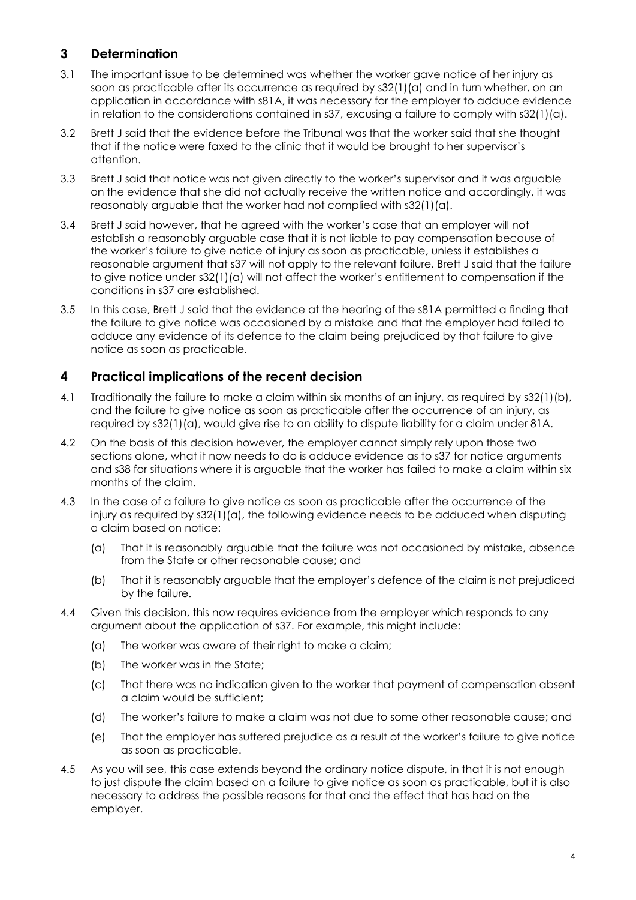## 3 Determination

3.1 The important issue to be determined was whether the worker gave notice of her injury as soon as practicable after its occurrence as required by s32(1)(a) and in turn whether, on an application in accordance with s81A, it was necessary for the employer to adduce evidence in relation to the considerations contained in s37, excusing a failure to comply with s32(1)(a).

3.2 Brett J said that the evidence before the Tribunal was that the worker said that she thought that if the notice were faxed to the clinic that it would be brought to her supervisor's attention.

3.3 Brett J said that notice was not given directly to the worker's supervisor and it was arguable on the evidence that she did not actually receive the written notice and accordingly, it was reasonably arguable that the worker had not complied with s32(1)(a).

3.4 Brett J said however, that he agreed with the worker's case that an employer will not establish a reasonably arguable case that it is not liable to pay compensation because of the worker's failure to give notice of injury as soon as practicable, unless it establishes a reasonable argument that s37 will not apply to the relevant failure. Brett J said that the failure to give notice under s32(1)(a) will not affect the worker's entitlement to compensation if the conditions in s37 are established.

3.5 In this case, Brett J said that the evidence at the hearing of the s81A permitted a finding that the failure to give notice was occasioned by a mistake and that the employer had failed to adduce any evidence of its defence to the claim being prejudiced by that failure to give notice as soon as practicable.

## 4 Practical implications of the recent decision

4.1 Traditionally the failure to make a claim within six months of an injury, as required by s32(1)(b), and the failure to give notice as soon as practicable after the occurrence of an injury, as required by s32(1)(a), would give rise to an ability to dispute liability for a claim under 81A.

4.2 On the basis of this decision however, the employer cannot simply rely upon those two sections alone, what it now needs to do is adduce evidence as to s37 for notice arguments and s38 for situations where it is arguable that the worker has failed to make a claim within six months of the claim.

4.3 In the case of a failure to give notice as soon as practicable after the occurrence of the injury as required by s32(1)(a), the following evidence needs to be adduced when disputing a claim based on notice:

(a) That it is reasonably arguable that the failure was not occasioned by mistake, absence from the State or other reasonable cause; and

(b) That it is reasonably arguable that the employer's defence of the claim is not prejudiced by the failure.

4.4 Given this decision, this now requires evidence from the employer which responds to any argument about the application of s37. For example, this might include:

(a) The worker was aware of their right to make a claim;

(b) The worker was in the State;

(c) That there was no indication given to the worker that payment of compensation absent a claim would be sufficient;

(d) The worker's failure to make a claim was not due to some other reasonable cause; and

(e) That the employer has suffered prejudice as a result of the worker's failure to give notice as soon as practicable.

4.5 As you will see, this case extends beyond the ordinary notice dispute, in that it is not enough to just dispute the claim based on a failure to give notice as soon as practicable, but it is also necessary to address the possible reasons for that and the effect that has had on the employer.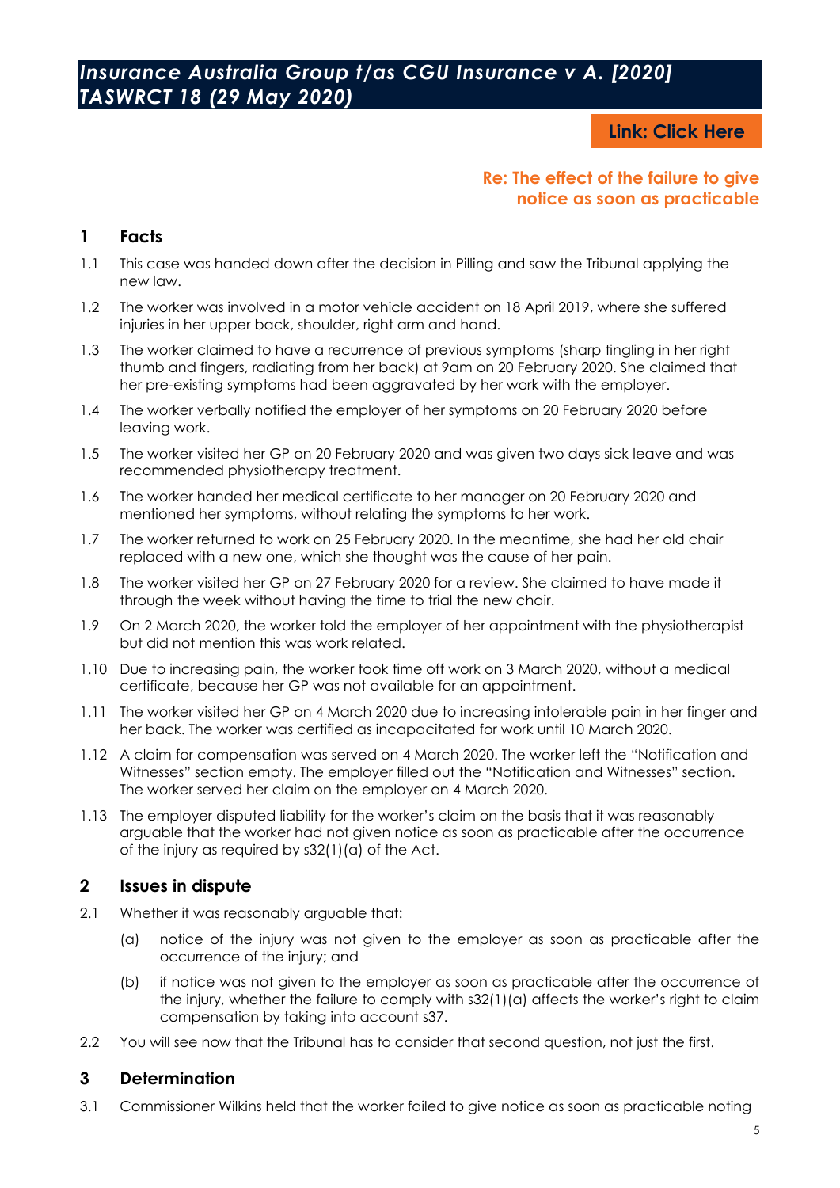## *Insurance Australia Group t/as CGU Insurance v A. [2020] TASWRCT 18 (29 May 2020)*

**Link: Click Here**

**Re: The effect of the failure to give notice as soon as practicable**

### 1 Facts

1.1 This case was handed down after the decision in Pilling and saw the Tribunal applying the new law.

1.2 The worker was involved in a motor vehicle accident on 18 April 2019, where she suffered injuries in her upper back, shoulder, right arm and hand.

1.3 The worker claimed to have a recurrence of previous symptoms (sharp tingling in her right thumb and fingers, radiating from her back) at 9am on 20 February 2020. She claimed that her pre-existing symptoms had been aggravated by her work with the employer.

1.4 The worker verbally notified the employer of her symptoms on 20 February 2020 before leaving work.

1.5 The worker visited her GP on 20 February 2020 and was given two days sick leave and was recommended physiotherapy treatment.

1.6 The worker handed her medical certificate to her manager on 20 February 2020 and mentioned her symptoms, without relating the symptoms to her work.

1.7 The worker returned to work on 25 February 2020. In the meantime, she had her old chair replaced with a new one, which she thought was the cause of her pain.

1.8 The worker visited her GP on 27 February 2020 for a review. She claimed to have made it through the week without having the time to trial the new chair.

1.9 On 2 March 2020, the worker told the employer of her appointment with the physiotherapist but did not mention this was work related.

1.10 Due to increasing pain, the worker took time off work on 3 March 2020, without a medical certificate, because her GP was not available for an appointment.

1.11 The worker visited her GP on 4 March 2020 due to increasing intolerable pain in her finger and her back. The worker was certified as incapacitated for work until 10 March 2020.

1.12 A claim for compensation was served on 4 March 2020. The worker left the "Notification and Witnesses" section empty. The employer filled out the "Notification and Witnesses" section. The worker served her claim on the employer on 4 March 2020.

1.13 The employer disputed liability for the worker's claim on the basis that it was reasonably arguable that the worker had not given notice as soon as practicable after the occurrence of the injury as required by s32(1)(a) of the Act.

### 2 Issues in dispute

2.1 Whether it was reasonably arguable that:

(a) notice of the injury was not given to the employer as soon as practicable after the occurrence of the injury; and

(b) if notice was not given to the employer as soon as practicable after the occurrence of the injury, whether the failure to comply with s32(1)(a) affects the worker's right to claim compensation by taking into account s37.

2.2 You will see now that the Tribunal has to consider that second question, not just the first.

### 3 Determination

3.1 Commissioner Wilkins held that the worker failed to give notice as soon as practicable noting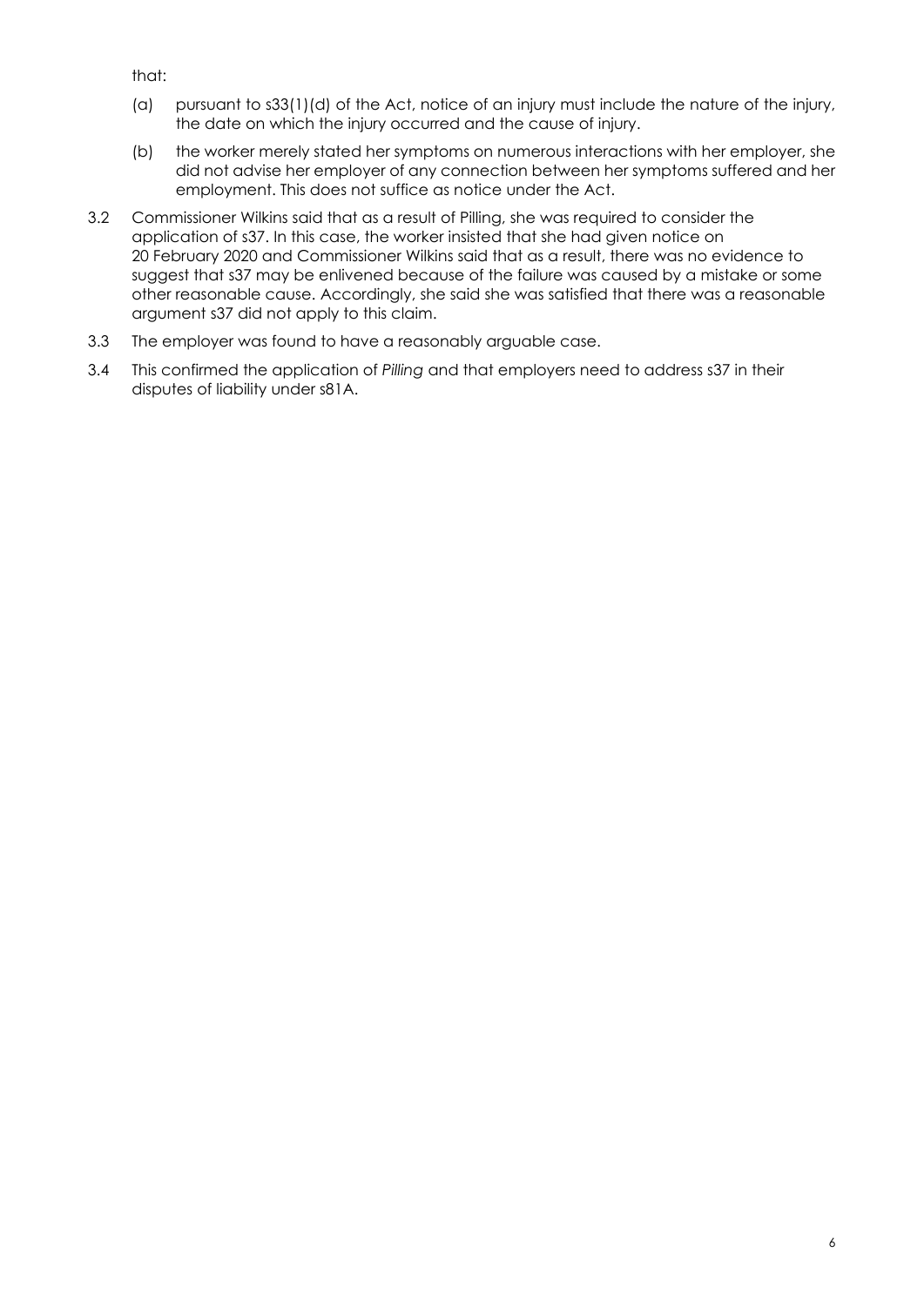that:

(a) pursuant to s33(1)(d) of the Act, notice of an injury must include the nature of the injury, the date on which the injury occurred and the cause of injury.

(b) the worker merely stated her symptoms on numerous interactions with her employer, she did not advise her employer of any connection between her symptoms suffered and her employment. This does not suffice as notice under the Act.

3.2 Commissioner Wilkins said that as a result of Pilling, she was required to consider the application of s37. In this case, the worker insisted that she had given notice on 20 February 2020 and Commissioner Wilkins said that as a result, there was no evidence to suggest that s37 may be enlivened because of the failure was caused by a mistake or some other reasonable cause. Accordingly, she said she was satisfied that there was a reasonable argument s37 did not apply to this claim.

3.3 The employer was found to have a reasonably arguable case.

3.4 This confirmed the application of *Pilling* and that employers need to address s37 in their disputes of liability under s81A.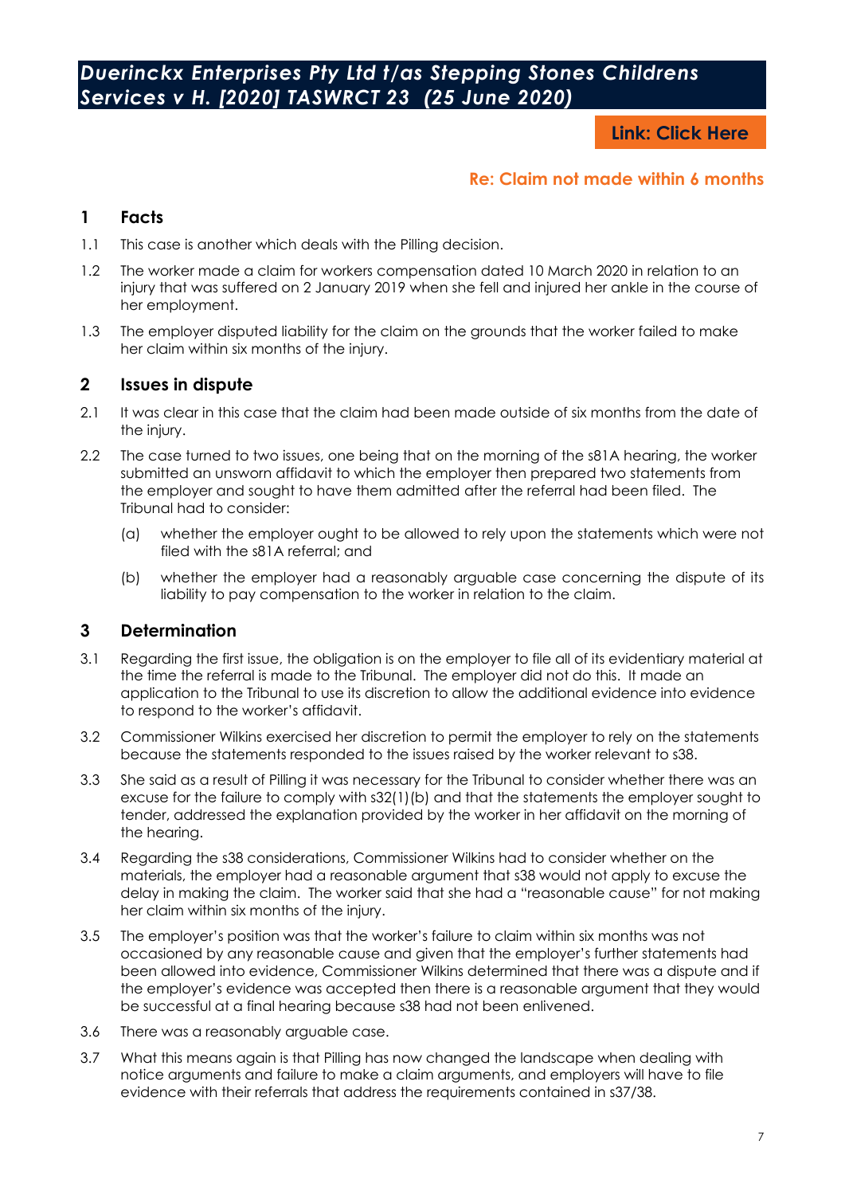## *Duerinckx Enterprises Pty Ltd t/as Stepping Stones Childrens Services v H. [2020] TASWRCT 23 (25 June 2020)*

**Link: Click Here**

**Re: Claim not made within 6 months**

### 1 Facts

1.1 This case is another which deals with the Pilling decision.

1.2 The worker made a claim for workers compensation dated 10 March 2020 in relation to an injury that was suffered on 2 January 2019 when she fell and injured her ankle in the course of her employment.

1.3 The employer disputed liability for the claim on the grounds that the worker failed to make her claim within six months of the injury.

### 2 Issues in dispute

2.1 It was clear in this case that the claim had been made outside of six months from the date of the injury.

2.2 The case turned to two issues, one being that on the morning of the s81A hearing, the worker submitted an unsworn affidavit to which the employer then prepared two statements from the employer and sought to have them admitted after the referral had been filed. The Tribunal had to consider:

(a) whether the employer ought to be allowed to rely upon the statements which were not filed with the s81A referral; and

(b) whether the employer had a reasonably arguable case concerning the dispute of its liability to pay compensation to the worker in relation to the claim.

### 3 Determination

3.1 Regarding the first issue, the obligation is on the employer to file all of its evidentiary material at the time the referral is made to the Tribunal. The employer did not do this. It made an application to the Tribunal to use its discretion to allow the additional evidence into evidence to respond to the worker's affidavit.

3.2 Commissioner Wilkins exercised her discretion to permit the employer to rely on the statements because the statements responded to the issues raised by the worker relevant to s38.

3.3 She said as a result of Pilling it was necessary for the Tribunal to consider whether there was an excuse for the failure to comply with s32(1)(b) and that the statements the employer sought to tender, addressed the explanation provided by the worker in her affidavit on the morning of the hearing.

3.4 Regarding the s38 considerations, Commissioner Wilkins had to consider whether on the materials, the employer had a reasonable argument that s38 would not apply to excuse the delay in making the claim. The worker said that she had a "reasonable cause" for not making her claim within six months of the injury.

3.5 The employer's position was that the worker's failure to claim within six months was not occasioned by any reasonable cause and given that the employer's further statements had been allowed into evidence, Commissioner Wilkins determined that there was a dispute and if the employer's evidence was accepted then there is a reasonable argument that they would be successful at a final hearing because s38 had not been enlivened.

3.6 There was a reasonably arguable case.

3.7 What this means again is that Pilling has now changed the landscape when dealing with notice arguments and failure to make a claim arguments, and employers will have to file evidence with their referrals that address the requirements contained in s37/38.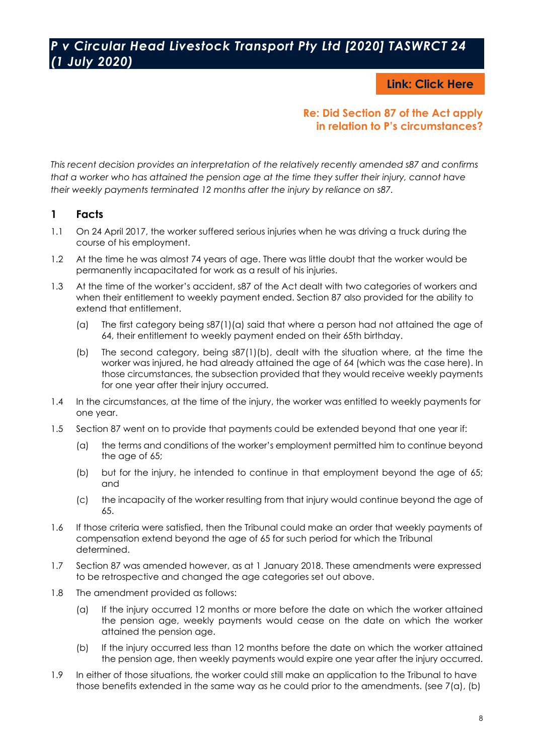# *P v Circular Head Livestock Transport Pty Ltd [2020] TASWRCT 24 (1 July 2020)*

**Link: Click Here**

**Re: Did Section 87 of the Act apply in relation to P's circumstances?**

*This recent decision provides an interpretation of the relatively recently amended s87 and confirms that a worker who has attained the pension age at the time they suffer their injury, cannot have their weekly payments terminated 12 months after the injury by reliance on s87.*

## 1 Facts

1.1 On 24 April 2017, the worker suffered serious injuries when he was driving a truck during the course of his employment.

1.2 At the time he was almost 74 years of age. There was little doubt that the worker would be permanently incapacitated for work as a result of his injuries.

1.3 At the time of the worker's accident, s87 of the Act dealt with two categories of workers and when their entitlement to weekly payment ended. Section 87 also provided for the ability to extend that entitlement.

- (a) The first category being s87(1)(a) said that where a person had not attained the age of 64, their entitlement to weekly payment ended on their 65th birthday.
- (b) The second category, being s87(1)(b), dealt with the situation where, at the time the worker was injured, he had already attained the age of 64 (which was the case here). In those circumstances, the subsection provided that they would receive weekly payments for one year after their injury occurred.

1.4 In the circumstances, at the time of the injury, the worker was entitled to weekly payments for one year.

1.5 Section 87 went on to provide that payments could be extended beyond that one year if:

- (a) the terms and conditions of the worker's employment permitted him to continue beyond the age of 65;
- (b) but for the injury, he intended to continue in that employment beyond the age of 65; and
- (c) the incapacity of the worker resulting from that injury would continue beyond the age of 65.

1.6 If those criteria were satisfied, then the Tribunal could make an order that weekly payments of compensation extend beyond the age of 65 for such period for which the Tribunal determined.

1.7 Section 87 was amended however, as at 1 January 2018. These amendments were expressed to be retrospective and changed the age categories set out above.

1.8 The amendment provided as follows:

- (a) If the injury occurred 12 months or more before the date on which the worker attained the pension age, weekly payments would cease on the date on which the worker attained the pension age.
- (b) If the injury occurred less than 12 months before the date on which the worker attained the pension age, then weekly payments would expire one year after the injury occurred.

1.9 In either of those situations, the worker could still make an application to the Tribunal to have those benefits extended in the same way as he could prior to the amendments. (see 7(a), (b)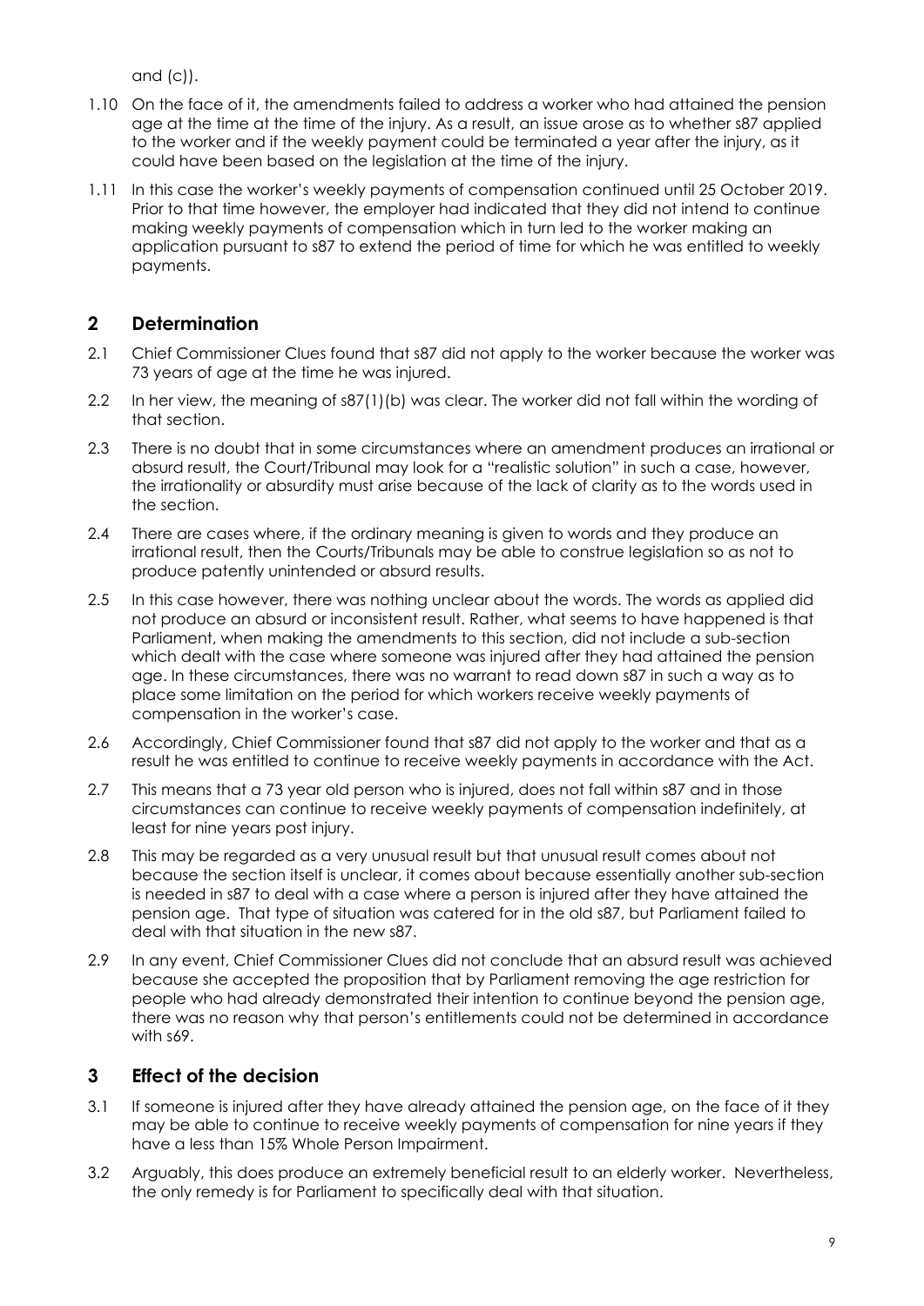and (c)).

1.10 On the face of it, the amendments failed to address a worker who had attained the pension age at the time at the time of the injury. As a result, an issue arose as to whether s87 applied to the worker and if the weekly payment could be terminated a year after the injury, as it could have been based on the legislation at the time of the injury.

1.11 In this case the worker's weekly payments of compensation continued until 25 October 2019. Prior to that time however, the employer had indicated that they did not intend to continue making weekly payments of compensation which in turn led to the worker making an application pursuant to s87 to extend the period of time for which he was entitled to weekly payments.

## 2 Determination

2.1 Chief Commissioner Clues found that s87 did not apply to the worker because the worker was 73 years of age at the time he was injured.

2.2 In her view, the meaning of s87(1)(b) was clear. The worker did not fall within the wording of that section.

2.3 There is no doubt that in some circumstances where an amendment produces an irrational or absurd result, the Court/Tribunal may look for a "realistic solution" in such a case, however, the irrationality or absurdity must arise because of the lack of clarity as to the words used in the section.

2.4 There are cases where, if the ordinary meaning is given to words and they produce an irrational result, then the Courts/Tribunals may be able to construe legislation so as not to produce patently unintended or absurd results.

2.5 In this case however, there was nothing unclear about the words. The words as applied did not produce an absurd or inconsistent result. Rather, what seems to have happened is that Parliament, when making the amendments to this section, did not include a sub-section which dealt with the case where someone was injured after they had attained the pension age. In these circumstances, there was no warrant to read down s87 in such a way as to place some limitation on the period for which workers receive weekly payments of compensation in the worker's case.

2.6 Accordingly, Chief Commissioner found that s87 did not apply to the worker and that as a result he was entitled to continue to receive weekly payments in accordance with the Act.

2.7 This means that a 73 year old person who is injured, does not fall within s87 and in those circumstances can continue to receive weekly payments of compensation indefinitely, at least for nine years post injury.

2.8 This may be regarded as a very unusual result but that unusual result comes about not because the section itself is unclear, it comes about because essentially another sub-section is needed in s87 to deal with a case where a person is injured after they have attained the pension age. That type of situation was catered for in the old s87, but Parliament failed to deal with that situation in the new s87.

2.9 In any event, Chief Commissioner Clues did not conclude that an absurd result was achieved because she accepted the proposition that by Parliament removing the age restriction for people who had already demonstrated their intention to continue beyond the pension age, there was no reason why that person's entitlements could not be determined in accordance with s69.

## 3 Effect of the decision

3.1 If someone is injured after they have already attained the pension age, on the face of it they may be able to continue to receive weekly payments of compensation for nine years if they have a less than 15% Whole Person Impairment.

3.2 Arguably, this does produce an extremely beneficial result to an elderly worker. Nevertheless, the only remedy is for Parliament to specifically deal with that situation.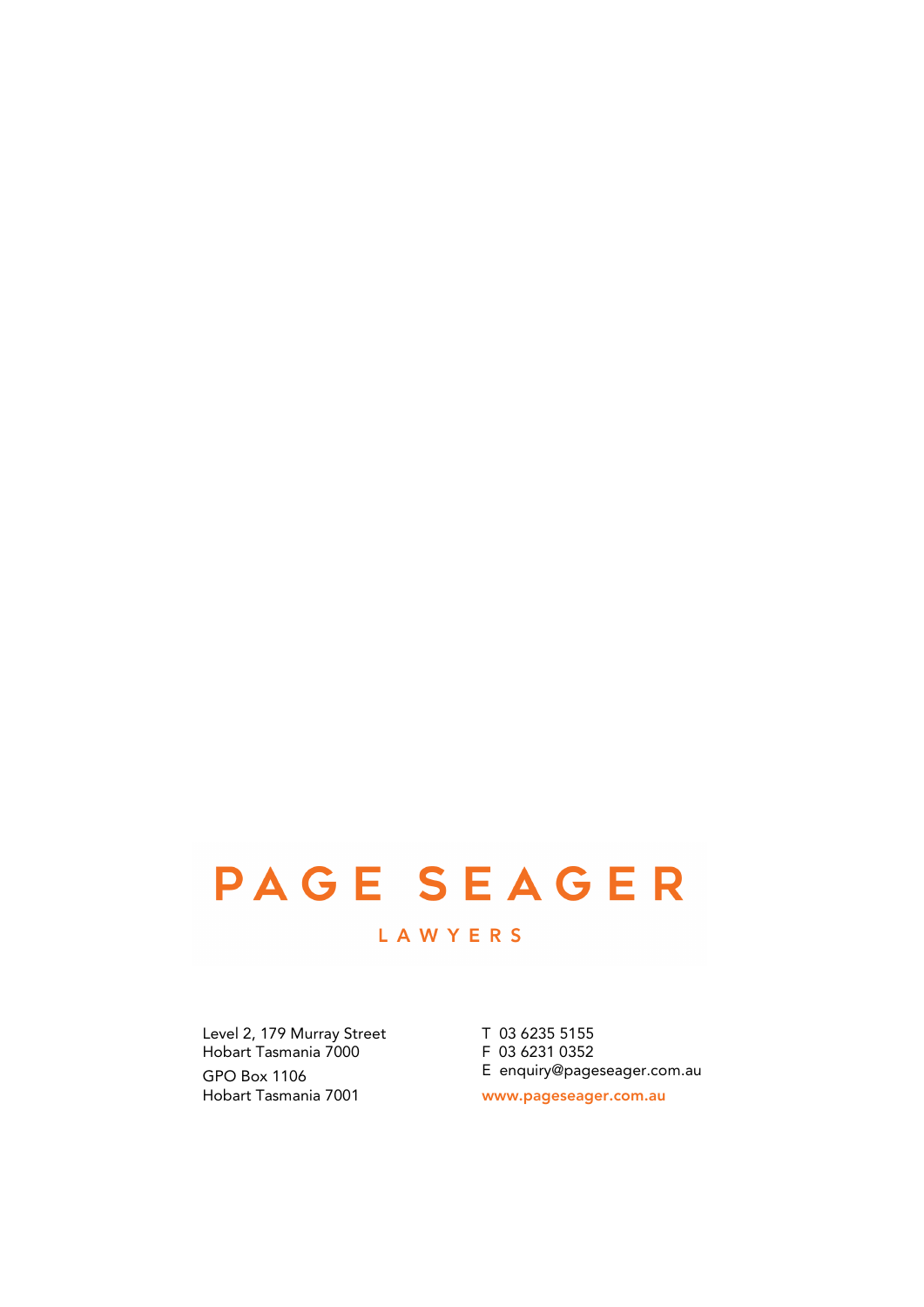PAGE SEAGER

LAWYERS

Level 2, 179 Murray Street
Hobart Tasmania 7000

GPO Box 1106
Hobart Tasmania 7001

T 03 6235 5155
F 03 6231 0352
E enquiry@pageseager.com.au

www.pageseager.com.au